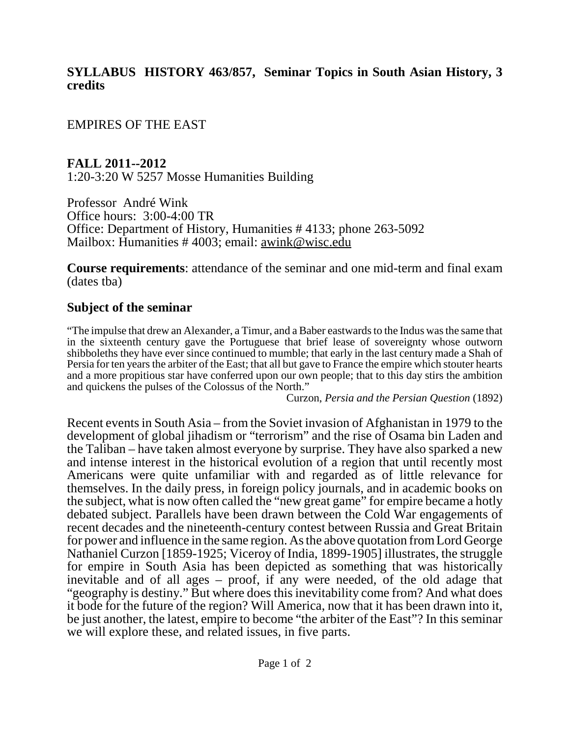**SYLLABUS HISTORY 463/857, Seminar Topics in South Asian History, 3 credits**

EMPIRES OF THE EAST

**FALL 2011--2012**
1:20-3:20 W 5257 Mosse Humanities Building

Professor André Wink
Office hours: 3:00-4:00 TR
Office: Department of History, Humanities # 4133; phone 263-5092
Mailbox: Humanities # 4003; email: awink@wisc.edu

**Course requirements**: attendance of the seminar and one mid-term and final exam (dates tba)

## Subject of the seminar

"The impulse that drew an Alexander, a Timur, and a Baber eastwards to the Indus was the same that in the sixteenth century gave the Portuguese that brief lease of sovereignty whose outworn shibboleths they have ever since continued to mumble; that early in the last century made a Shah of Persia for ten years the arbiter of the East; that all but gave to France the empire which stouter hearts and a more propitious star have conferred upon our own people; that to this day stirs the ambition and quickens the pulses of the Colossus of the North."

Curzon, *Persia and the Persian Question* (1892)

Recent events in South Asia – from the Soviet invasion of Afghanistan in 1979 to the development of global jihadism or "terrorism" and the rise of Osama bin Laden and the Taliban – have taken almost everyone by surprise. They have also sparked a new and intense interest in the historical evolution of a region that until recently most Americans were quite unfamiliar with and regarded as of little relevance for themselves. In the daily press, in foreign policy journals, and in academic books on the subject, what is now often called the "new great game" for empire became a hotly debated subject. Parallels have been drawn between the Cold War engagements of recent decades and the nineteenth-century contest between Russia and Great Britain for power and influence in the same region. As the above quotation from Lord George Nathaniel Curzon [1859-1925; Viceroy of India, 1899-1905] illustrates, the struggle for empire in South Asia has been depicted as something that was historically inevitable and of all ages – proof, if any were needed, of the old adage that "geography is destiny." But where does this inevitability come from? And what does it bode for the future of the region? Will America, now that it has been drawn into it, be just another, the latest, empire to become "the arbiter of the East"? In this seminar we will explore these, and related issues, in five parts.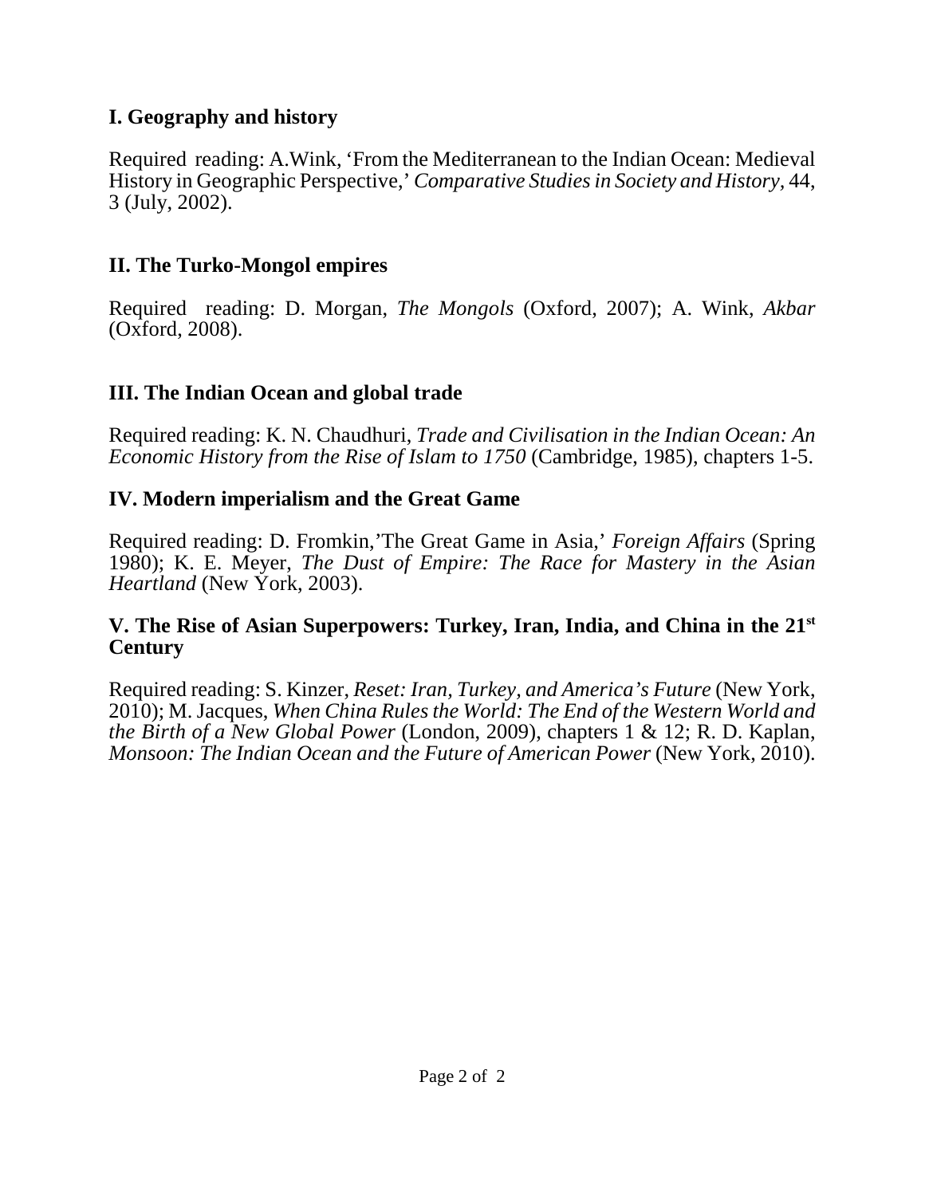## I. Geography and history

Required reading: A.Wink, 'From the Mediterranean to the Indian Ocean: Medieval History in Geographic Perspective,' *Comparative Studies in Society and History*, 44, 3 (July, 2002).

## II. The Turko-Mongol empires

Required reading: D. Morgan, *The Mongols* (Oxford, 2007); A. Wink, *Akbar* (Oxford, 2008).

## III. The Indian Ocean and global trade

Required reading: K. N. Chaudhuri, *Trade and Civilisation in the Indian Ocean: An Economic History from the Rise of Islam to 1750* (Cambridge, 1985), chapters 1-5.

## IV. Modern imperialism and the Great Game

Required reading: D. Fromkin,'The Great Game in Asia,' *Foreign Affairs* (Spring 1980); K. E. Meyer, *The Dust of Empire: The Race for Mastery in the Asian Heartland* (New York, 2003).

## V. The Rise of Asian Superpowers: Turkey, Iran, India, and China in the 21st Century

Required reading: S. Kinzer, *Reset: Iran, Turkey, and America's Future* (New York, 2010); M. Jacques, *When China Rules the World: The End of the Western World and the Birth of a New Global Power* (London, 2009), chapters 1 & 12; R. D. Kaplan, *Monsoon: The Indian Ocean and the Future of American Power* (New York, 2010).